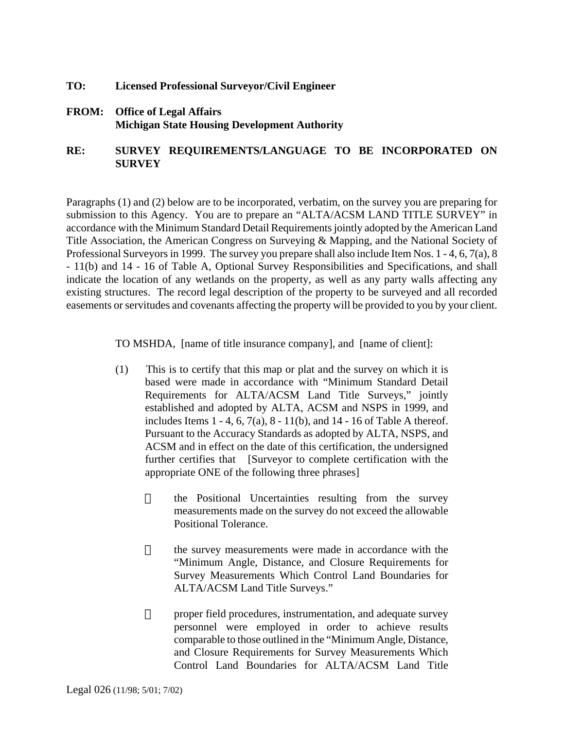**TO:** **Licensed Professional Surveyor/Civil Engineer**

**FROM:** **Office of Legal Affairs**
**Michigan State Housing Development Authority**

**RE:** **SURVEY REQUIREMENTS/LANGUAGE TO BE INCORPORATED ON SURVEY**

Paragraphs (1) and (2) below are to be incorporated, verbatim, on the survey you are preparing for submission to this Agency. You are to prepare an "ALTA/ACSM LAND TITLE SURVEY" in accordance with the Minimum Standard Detail Requirements jointly adopted by the American Land Title Association, the American Congress on Surveying & Mapping, and the National Society of Professional Surveyors in 1999. The survey you prepare shall also include Item Nos. 1 - 4, 6, 7(a), 8 - 11(b) and 14 - 16 of Table A, Optional Survey Responsibilities and Specifications, and shall indicate the location of any wetlands on the property, as well as any party walls affecting any existing structures. The record legal description of the property to be surveyed and all recorded easements or servitudes and covenants affecting the property will be provided to you by your client.

TO MSHDA, [name of title insurance company], and [name of client]:

(1) This is to certify that this map or plat and the survey on which it is based were made in accordance with "Minimum Standard Detail Requirements for ALTA/ACSM Land Title Surveys," jointly established and adopted by ALTA, ACSM and NSPS in 1999, and includes Items 1 - 4, 6, 7(a), 8 - 11(b), and 14 - 16 of Table A thereof. Pursuant to the Accuracy Standards as adopted by ALTA, NSPS, and ACSM and in effect on the date of this certification, the undersigned further certifies that [Surveyor to complete certification with the appropriate ONE of the following three phrases]

- ☐ the Positional Uncertainties resulting from the survey measurements made on the survey do not exceed the allowable Positional Tolerance.

- ☐ the survey measurements were made in accordance with the "Minimum Angle, Distance, and Closure Requirements for Survey Measurements Which Control Land Boundaries for ALTA/ACSM Land Title Surveys."

- ☐ proper field procedures, instrumentation, and adequate survey personnel were employed in order to achieve results comparable to those outlined in the "Minimum Angle, Distance, and Closure Requirements for Survey Measurements Which Control Land Boundaries for ALTA/ACSM Land Title

Legal 026 (11/98; 5/01; 7/02)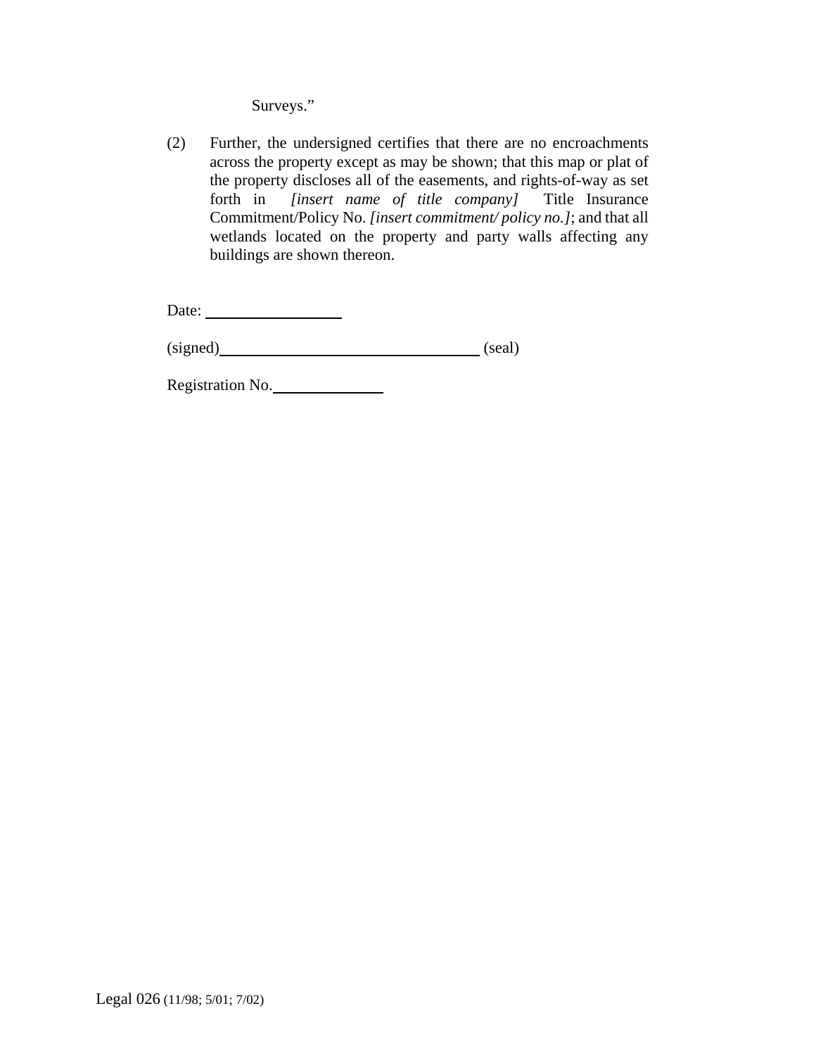Surveys."

(2) Further, the undersigned certifies that there are no encroachments across the property except as may be shown; that this map or plat of the property discloses all of the easements, and rights-of-way as set forth in *[insert name of title company]* Title Insurance Commitment/Policy No. *[insert commitment/ policy no.]*; and that all wetlands located on the property and party walls affecting any buildings are shown thereon.

Date: ________________

(signed)________________________________ (seal)

Registration No.______________

Legal 026 (11/98; 5/01; 7/02)